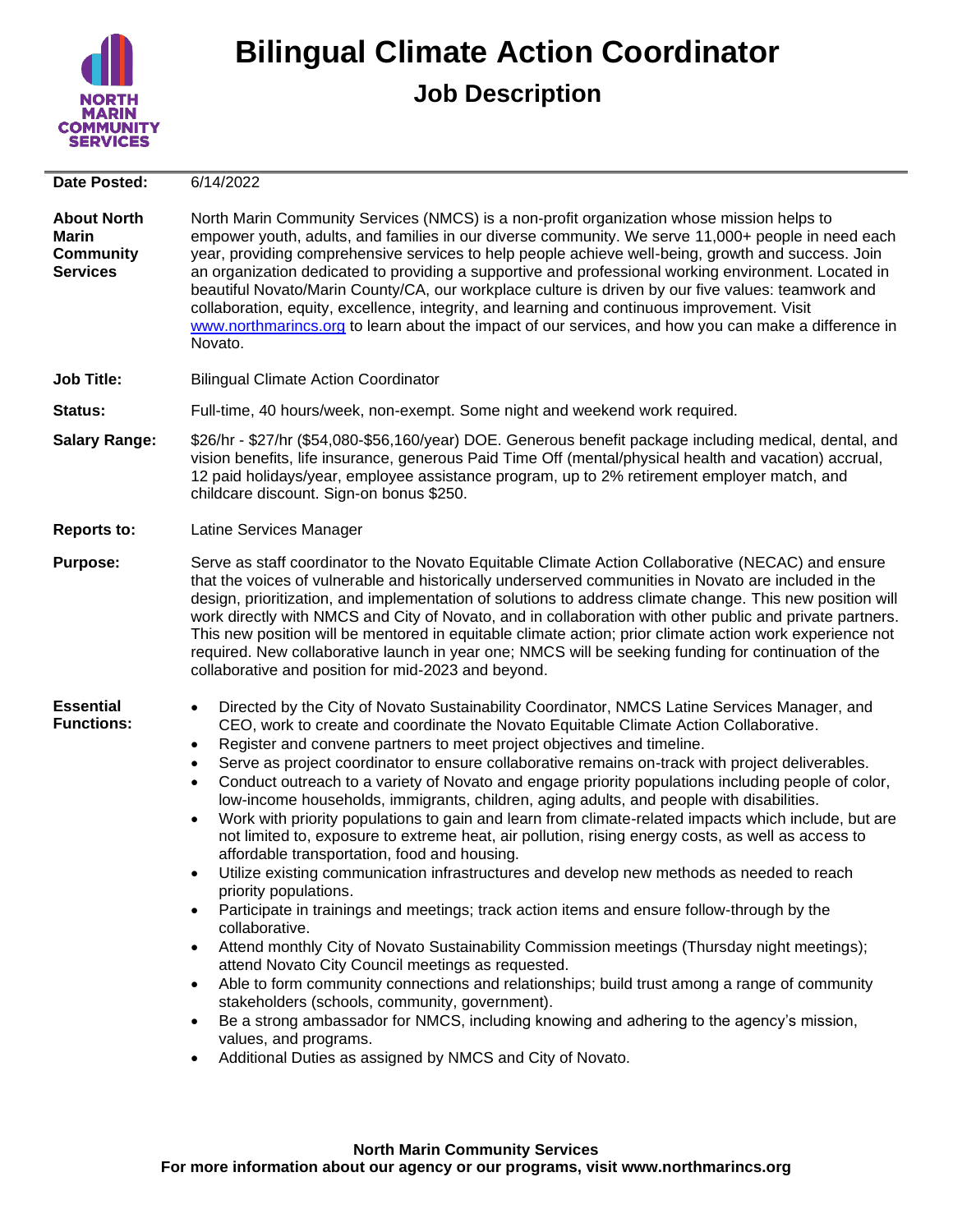# Bilingual Climate Action Coordinator

## Job Description

**Date Posted:** 6/14/2022

**About North Marin Community Services**

North Marin Community Services (NMCS) is a non-profit organization whose mission helps to empower youth, adults, and families in our diverse community. We serve 11,000+ people in need each year, providing comprehensive services to help people achieve well-being, growth and success. Join an organization dedicated to providing a supportive and professional working environment. Located in beautiful Novato/Marin County/CA, our workplace culture is driven by our five values: teamwork and collaboration, equity, excellence, integrity, and learning and continuous improvement. Visit www.northmarincs.org to learn about the impact of our services, and how you can make a difference in Novato.

**Job Title:** Bilingual Climate Action Coordinator

**Status:** Full-time, 40 hours/week, non-exempt. Some night and weekend work required.

**Salary Range:** $26/hr - $27/hr ($54,080-$56,160/year) DOE. Generous benefit package including medical, dental, and vision benefits, life insurance, generous Paid Time Off (mental/physical health and vacation) accrual, 12 paid holidays/year, employee assistance program, up to 2% retirement employer match, and childcare discount. Sign-on bonus $250.

**Reports to:** Latine Services Manager

**Purpose:**

Serve as staff coordinator to the Novato Equitable Climate Action Collaborative (NECAC) and ensure that the voices of vulnerable and historically underserved communities in Novato are included in the design, prioritization, and implementation of solutions to address climate change. This new position will work directly with NMCS and City of Novato, and in collaboration with other public and private partners. This new position will be mentored in equitable climate action; prior climate action work experience not required. New collaborative launch in year one; NMCS will be seeking funding for continuation of the collaborative and position for mid-2023 and beyond.

**Essential Functions:**

- Directed by the City of Novato Sustainability Coordinator, NMCS Latine Services Manager, and CEO, work to create and coordinate the Novato Equitable Climate Action Collaborative.
- Register and convene partners to meet project objectives and timeline.
- Serve as project coordinator to ensure collaborative remains on-track with project deliverables.
- Conduct outreach to a variety of Novato and engage priority populations including people of color, low-income households, immigrants, children, aging adults, and people with disabilities.
- Work with priority populations to gain and learn from climate-related impacts which include, but are not limited to, exposure to extreme heat, air pollution, rising energy costs, as well as access to affordable transportation, food and housing.
- Utilize existing communication infrastructures and develop new methods as needed to reach priority populations.
- Participate in trainings and meetings; track action items and ensure follow-through by the collaborative.
- Attend monthly City of Novato Sustainability Commission meetings (Thursday night meetings); attend Novato City Council meetings as requested.
- Able to form community connections and relationships; build trust among a range of community stakeholders (schools, community, government).
- Be a strong ambassador for NMCS, including knowing and adhering to the agency's mission, values, and programs.
- Additional Duties as assigned by NMCS and City of Novato.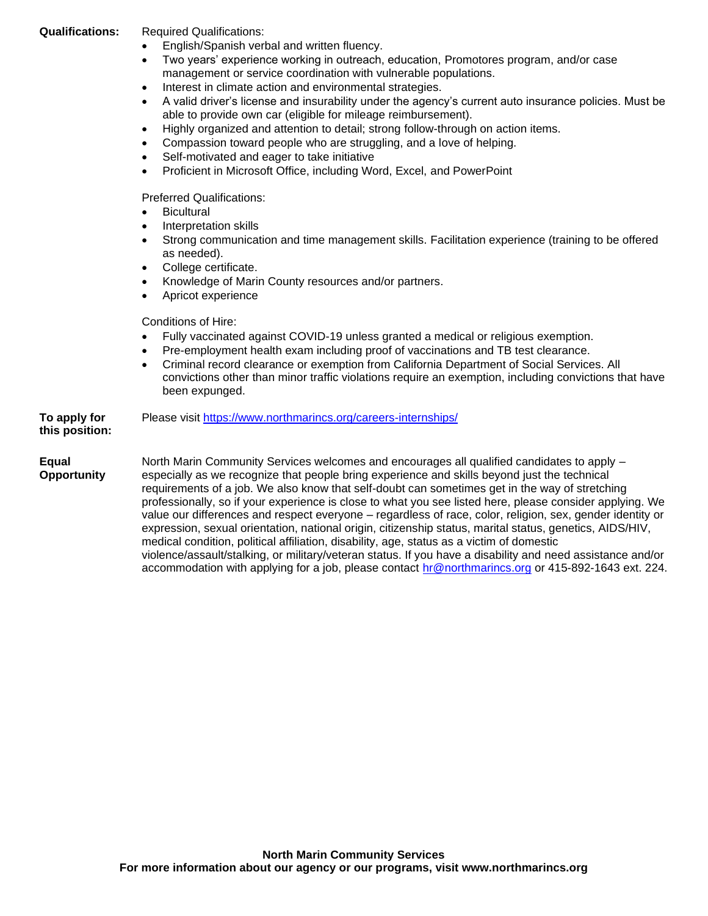**Qualifications:**

Required Qualifications:

- English/Spanish verbal and written fluency.
- Two years' experience working in outreach, education, Promotores program, and/or case management or service coordination with vulnerable populations.
- Interest in climate action and environmental strategies.
- A valid driver's license and insurability under the agency's current auto insurance policies. Must be able to provide own car (eligible for mileage reimbursement).
- Highly organized and attention to detail; strong follow-through on action items.
- Compassion toward people who are struggling, and a love of helping.
- Self-motivated and eager to take initiative
- Proficient in Microsoft Office, including Word, Excel, and PowerPoint

Preferred Qualifications:

- Bicultural
- Interpretation skills
- Strong communication and time management skills. Facilitation experience (training to be offered as needed).
- College certificate.
- Knowledge of Marin County resources and/or partners.
- Apricot experience

Conditions of Hire:

- Fully vaccinated against COVID-19 unless granted a medical or religious exemption.
- Pre-employment health exam including proof of vaccinations and TB test clearance.
- Criminal record clearance or exemption from California Department of Social Services. All convictions other than minor traffic violations require an exemption, including convictions that have been expunged.

**To apply for this position:**

Please visit https://www.northmarincs.org/careers-internships/

**Equal Opportunity**

North Marin Community Services welcomes and encourages all qualified candidates to apply – especially as we recognize that people bring experience and skills beyond just the technical requirements of a job. We also know that self-doubt can sometimes get in the way of stretching professionally, so if your experience is close to what you see listed here, please consider applying. We value our differences and respect everyone – regardless of race, color, religion, sex, gender identity or expression, sexual orientation, national origin, citizenship status, marital status, genetics, AIDS/HIV, medical condition, political affiliation, disability, age, status as a victim of domestic violence/assault/stalking, or military/veteran status. If you have a disability and need assistance and/or accommodation with applying for a job, please contact hr@northmarincs.org or 415-892-1643 ext. 224.

**North Marin Community Services**
**For more information about our agency or our programs, visit www.northmarincs.org**